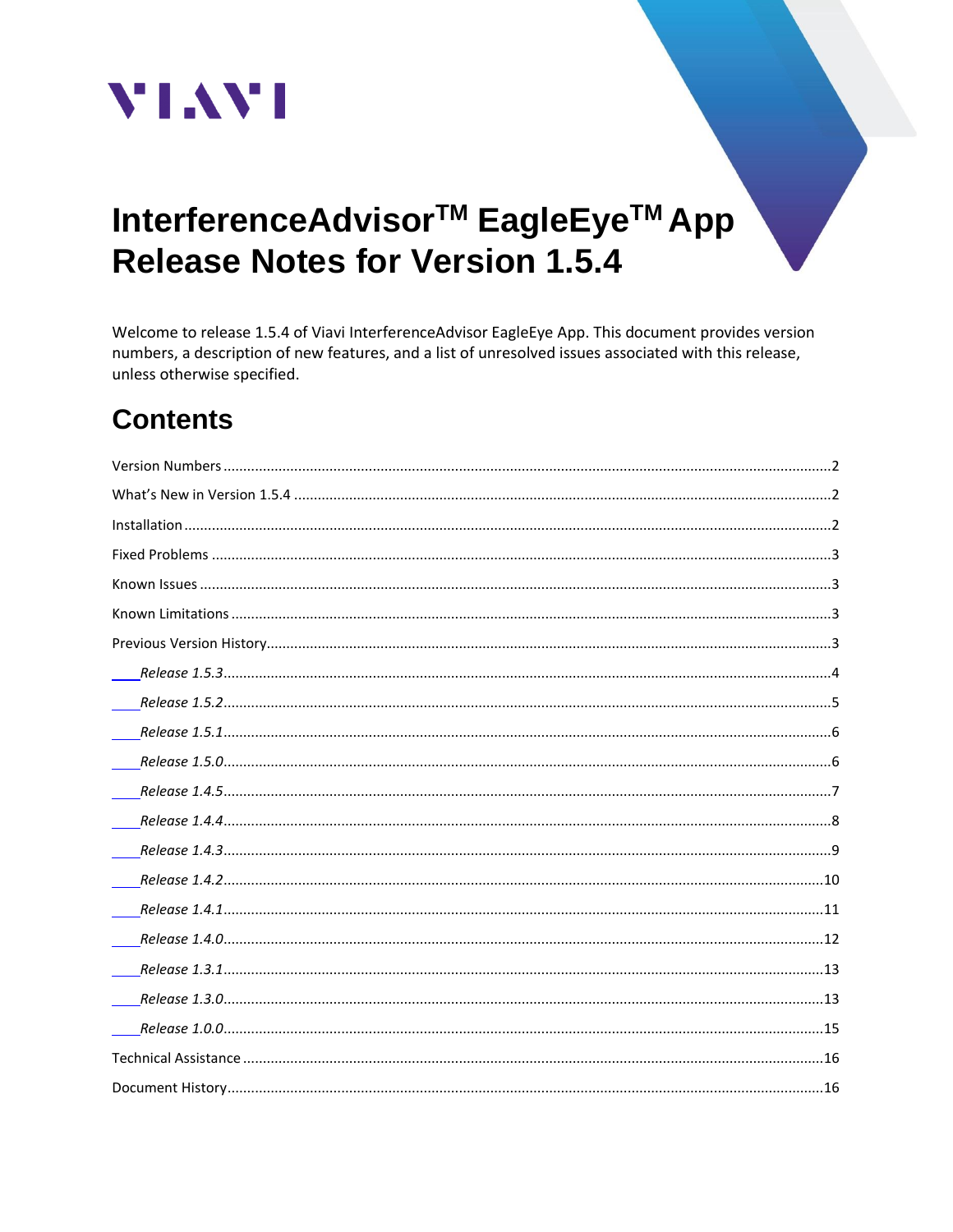VIAVI

# InterferenceAdvisor™ EagleEye™ App Release Notes for Version 1.5.4

Welcome to release 1.5.4 of Viavi InterferenceAdvisor EagleEye App. This document provides version numbers, a description of new features, and a list of unresolved issues associated with this release, unless otherwise specified.

## Contents

Version Numbers ........ 2
What's New in Version 1.5.4 ........ 2
Installation ........ 2
Fixed Problems ........ 3
Known Issues ........ 3
Known Limitations ........ 3
Previous Version History ........ 3
- *Release 1.5.3* ........ 4
- *Release 1.5.2* ........ 5
- *Release 1.5.1* ........ 6
- *Release 1.5.0* ........ 6
- *Release 1.4.5* ........ 7
- *Release 1.4.4* ........ 8
- *Release 1.4.3* ........ 9
- *Release 1.4.2* ........ 10
- *Release 1.4.1* ........ 11
- *Release 1.4.0* ........ 12
- *Release 1.3.1* ........ 13
- *Release 1.3.0* ........ 13
- *Release 1.0.0* ........ 15

Technical Assistance ........ 16
Document History ........ 16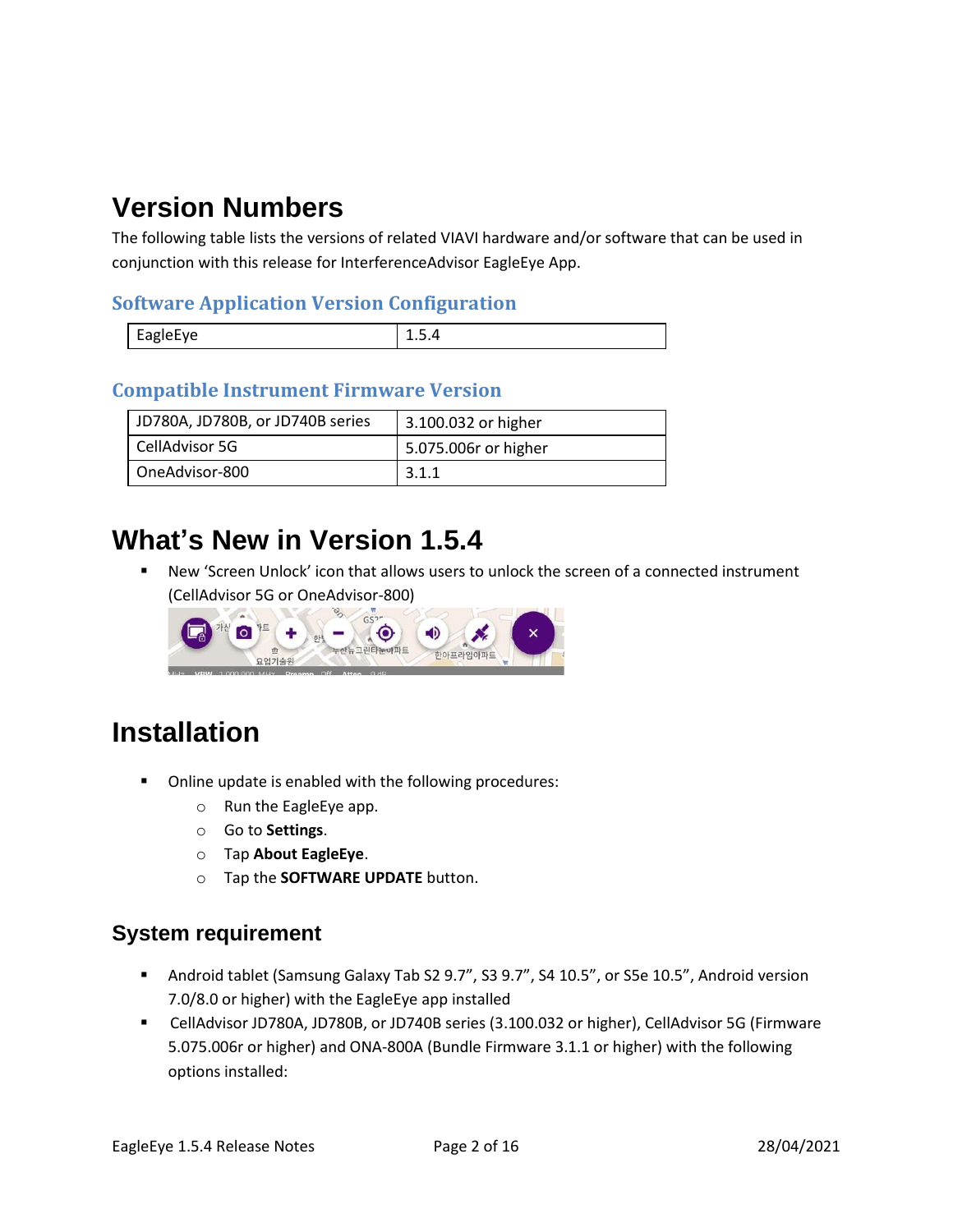# Version Numbers

The following table lists the versions of related VIAVI hardware and/or software that can be used in conjunction with this release for InterferenceAdvisor EagleEye App.

### Software Application Version Configuration

| EagleEye | 1.5.4 |
|---|---|

### Compatible Instrument Firmware Version

| JD780A, JD780B, or JD740B series | 3.100.032 or higher |
|---|---|
| CellAdvisor 5G | 5.075.006r or higher |
| OneAdvisor-800 | 3.1.1 |

# What's New in Version 1.5.4

- New 'Screen Unlock' icon that allows users to unlock the screen of a connected instrument (CellAdvisor 5G or OneAdvisor-800)

# Installation

- Online update is enabled with the following procedures:
  - Run the EagleEye app.
  - Go to **Settings**.
  - Tap **About EagleEye**.
  - Tap the **SOFTWARE UPDATE** button.

## System requirement

- Android tablet (Samsung Galaxy Tab S2 9.7", S3 9.7", S4 10.5", or S5e 10.5", Android version 7.0/8.0 or higher) with the EagleEye app installed
- CellAdvisor JD780A, JD780B, or JD740B series (3.100.032 or higher), CellAdvisor 5G (Firmware 5.075.006r or higher) and ONA-800A (Bundle Firmware 3.1.1 or higher) with the following options installed: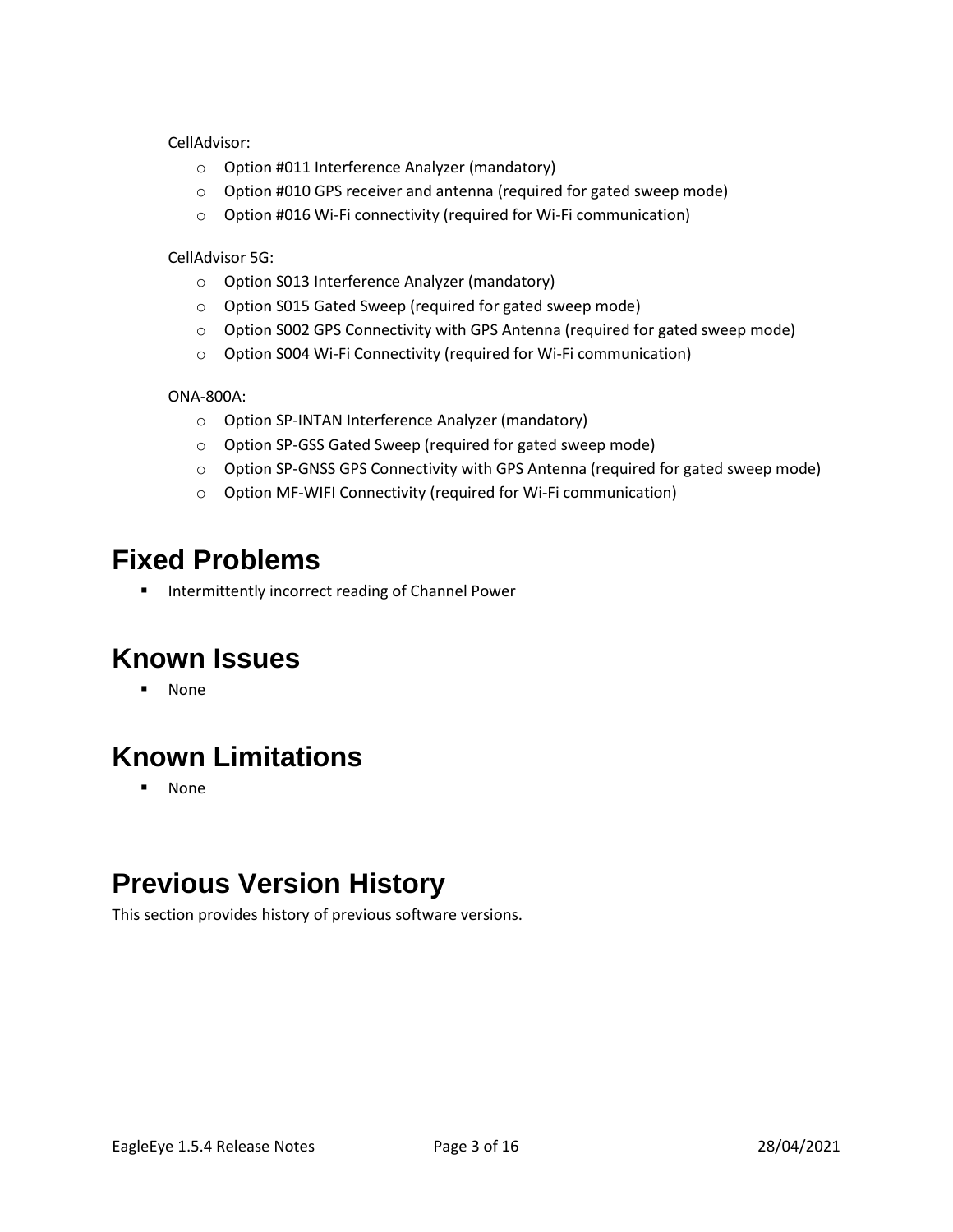CellAdvisor:

- Option #011 Interference Analyzer (mandatory)
- Option #010 GPS receiver and antenna (required for gated sweep mode)
- Option #016 Wi-Fi connectivity (required for Wi-Fi communication)

CellAdvisor 5G:

- Option S013 Interference Analyzer (mandatory)
- Option S015 Gated Sweep (required for gated sweep mode)
- Option S002 GPS Connectivity with GPS Antenna (required for gated sweep mode)
- Option S004 Wi-Fi Connectivity (required for Wi-Fi communication)

ONA-800A:

- Option SP-INTAN Interference Analyzer (mandatory)
- Option SP-GSS Gated Sweep (required for gated sweep mode)
- Option SP-GNSS GPS Connectivity with GPS Antenna (required for gated sweep mode)
- Option MF-WIFI Connectivity (required for Wi-Fi communication)

# Fixed Problems

- Intermittently incorrect reading of Channel Power

# Known Issues

- None

# Known Limitations

- None

# Previous Version History

This section provides history of previous software versions.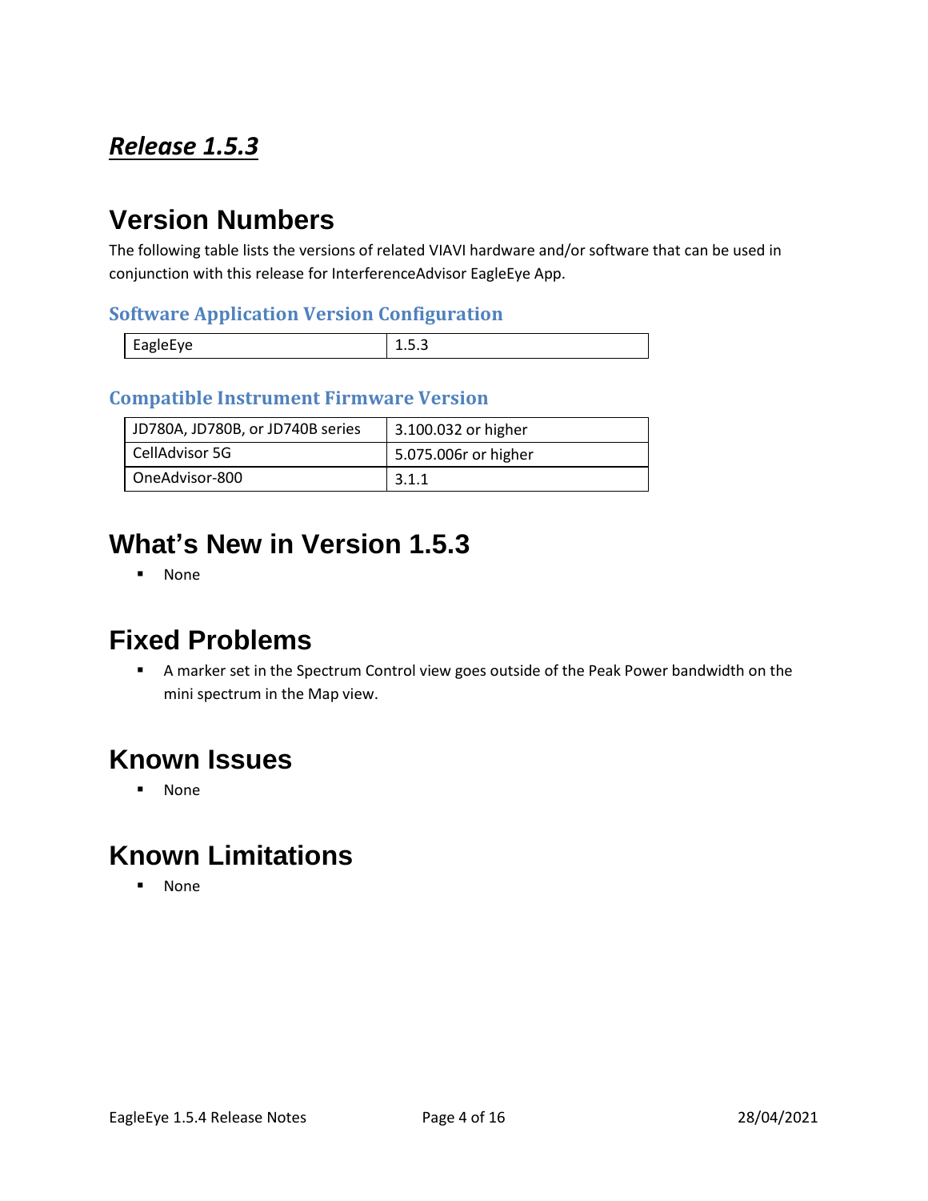## ***Release 1.5.3***

# Version Numbers

The following table lists the versions of related VIAVI hardware and/or software that can be used in conjunction with this release for InterferenceAdvisor EagleEye App.

### Software Application Version Configuration

| EagleEye | 1.5.3 |
|---|---|

### Compatible Instrument Firmware Version

| JD780A, JD780B, or JD740B series | 3.100.032 or higher |
|---|---|
| CellAdvisor 5G | 5.075.006r or higher |
| OneAdvisor-800 | 3.1.1 |

# What's New in Version 1.5.3

- None

# Fixed Problems

- A marker set in the Spectrum Control view goes outside of the Peak Power bandwidth on the mini spectrum in the Map view.

# Known Issues

- None

# Known Limitations

- None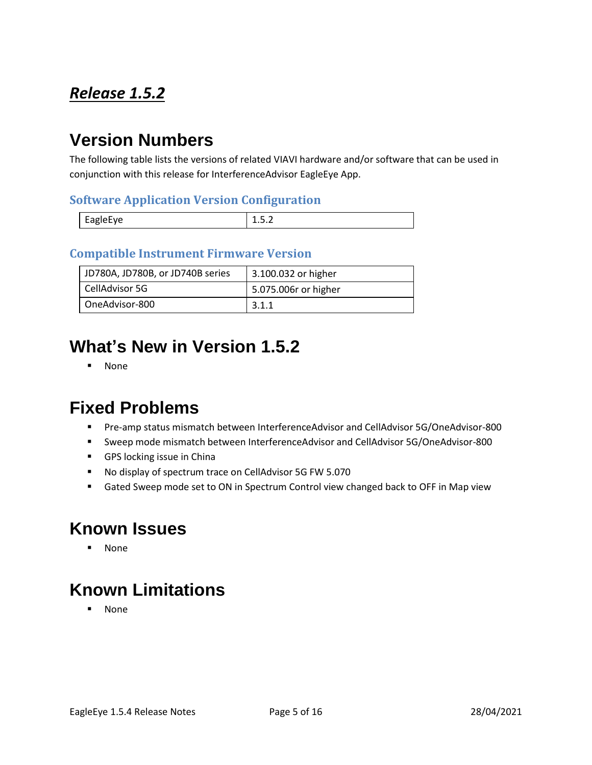## ***Release 1.5.2***

# Version Numbers

The following table lists the versions of related VIAVI hardware and/or software that can be used in conjunction with this release for InterferenceAdvisor EagleEye App.

### Software Application Version Configuration

| EagleEye | 1.5.2 |
|---|---|

### Compatible Instrument Firmware Version

| JD780A, JD780B, or JD740B series | 3.100.032 or higher |
|---|---|
| CellAdvisor 5G | 5.075.006r or higher |
| OneAdvisor-800 | 3.1.1 |

# What's New in Version 1.5.2

- None

# Fixed Problems

- Pre-amp status mismatch between InterferenceAdvisor and CellAdvisor 5G/OneAdvisor-800
- Sweep mode mismatch between InterferenceAdvisor and CellAdvisor 5G/OneAdvisor-800
- GPS locking issue in China
- No display of spectrum trace on CellAdvisor 5G FW 5.070
- Gated Sweep mode set to ON in Spectrum Control view changed back to OFF in Map view

# Known Issues

- None

# Known Limitations

- None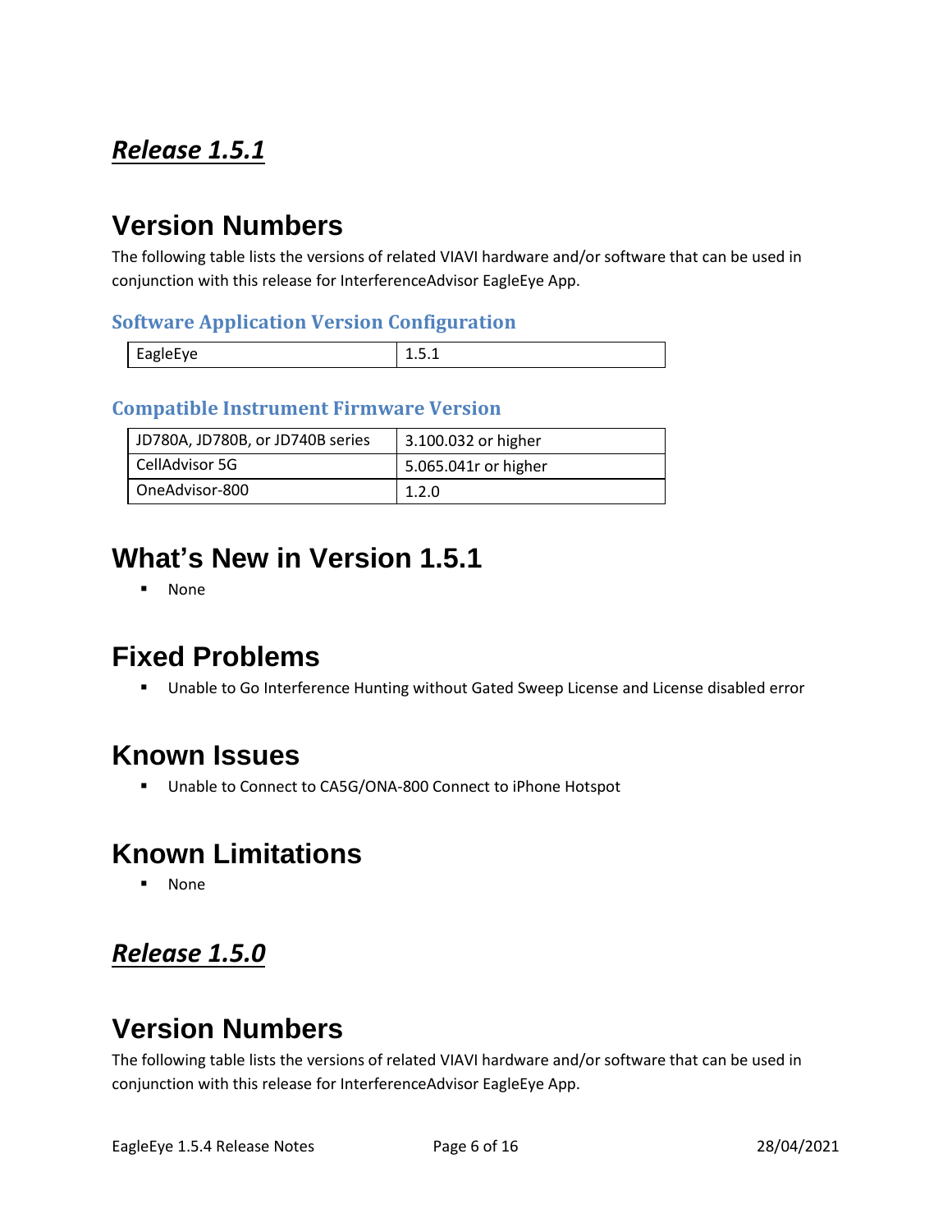## *Release 1.5.1*

# Version Numbers

The following table lists the versions of related VIAVI hardware and/or software that can be used in conjunction with this release for InterferenceAdvisor EagleEye App.

### Software Application Version Configuration

| EagleEye | 1.5.1 |
|---|---|

### Compatible Instrument Firmware Version

| JD780A, JD780B, or JD740B series | 3.100.032 or higher |
|---|---|
| CellAdvisor 5G | 5.065.041r or higher |
| OneAdvisor-800 | 1.2.0 |

# What's New in Version 1.5.1

- None

# Fixed Problems

- Unable to Go Interference Hunting without Gated Sweep License and License disabled error

# Known Issues

- Unable to Connect to CA5G/ONA-800 Connect to iPhone Hotspot

# Known Limitations

- None

## *Release 1.5.0*

# Version Numbers

The following table lists the versions of related VIAVI hardware and/or software that can be used in conjunction with this release for InterferenceAdvisor EagleEye App.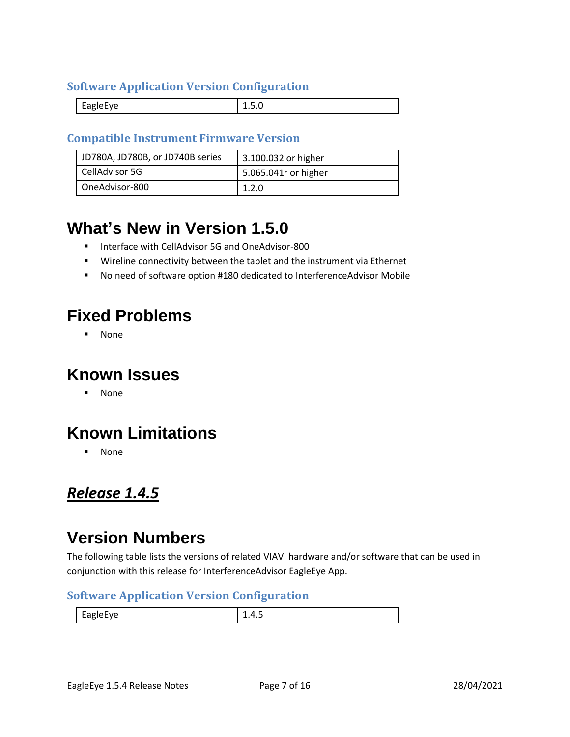### Software Application Version Configuration

| EagleEye | 1.5.0 |
|---|---|

### Compatible Instrument Firmware Version

| JD780A, JD780B, or JD740B series | 3.100.032 or higher |
|---|---|
| CellAdvisor 5G | 5.065.041r or higher |
| OneAdvisor-800 | 1.2.0 |

# What's New in Version 1.5.0

- Interface with CellAdvisor 5G and OneAdvisor-800
- Wireline connectivity between the tablet and the instrument via Ethernet
- No need of software option #180 dedicated to InterferenceAdvisor Mobile

# Fixed Problems

- None

# Known Issues

- None

# Known Limitations

- None

## ***Release 1.4.5***

# Version Numbers

The following table lists the versions of related VIAVI hardware and/or software that can be used in conjunction with this release for InterferenceAdvisor EagleEye App.

### Software Application Version Configuration

| EagleEye | 1.4.5 |
|---|---|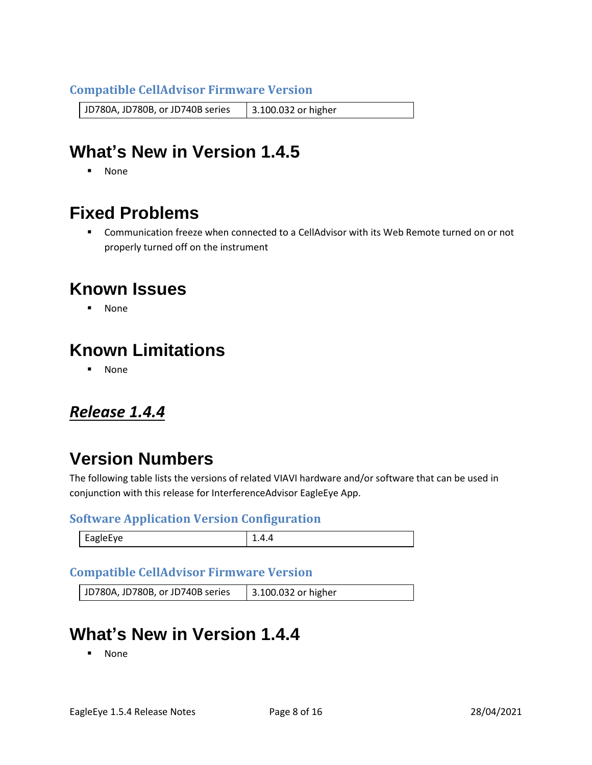### Compatible CellAdvisor Firmware Version

| JD780A, JD780B, or JD740B series | 3.100.032 or higher |
| --- | --- |

# What's New in Version 1.4.5

- None

# Fixed Problems

- Communication freeze when connected to a CellAdvisor with its Web Remote turned on or not properly turned off on the instrument

# Known Issues

- None

# Known Limitations

- None

## ***Release 1.4.4***

# Version Numbers

The following table lists the versions of related VIAVI hardware and/or software that can be used in conjunction with this release for InterferenceAdvisor EagleEye App.

### Software Application Version Configuration

| EagleEye | 1.4.4 |
| --- | --- |

### Compatible CellAdvisor Firmware Version

| JD780A, JD780B, or JD740B series | 3.100.032 or higher |
| --- | --- |

# What's New in Version 1.4.4

- None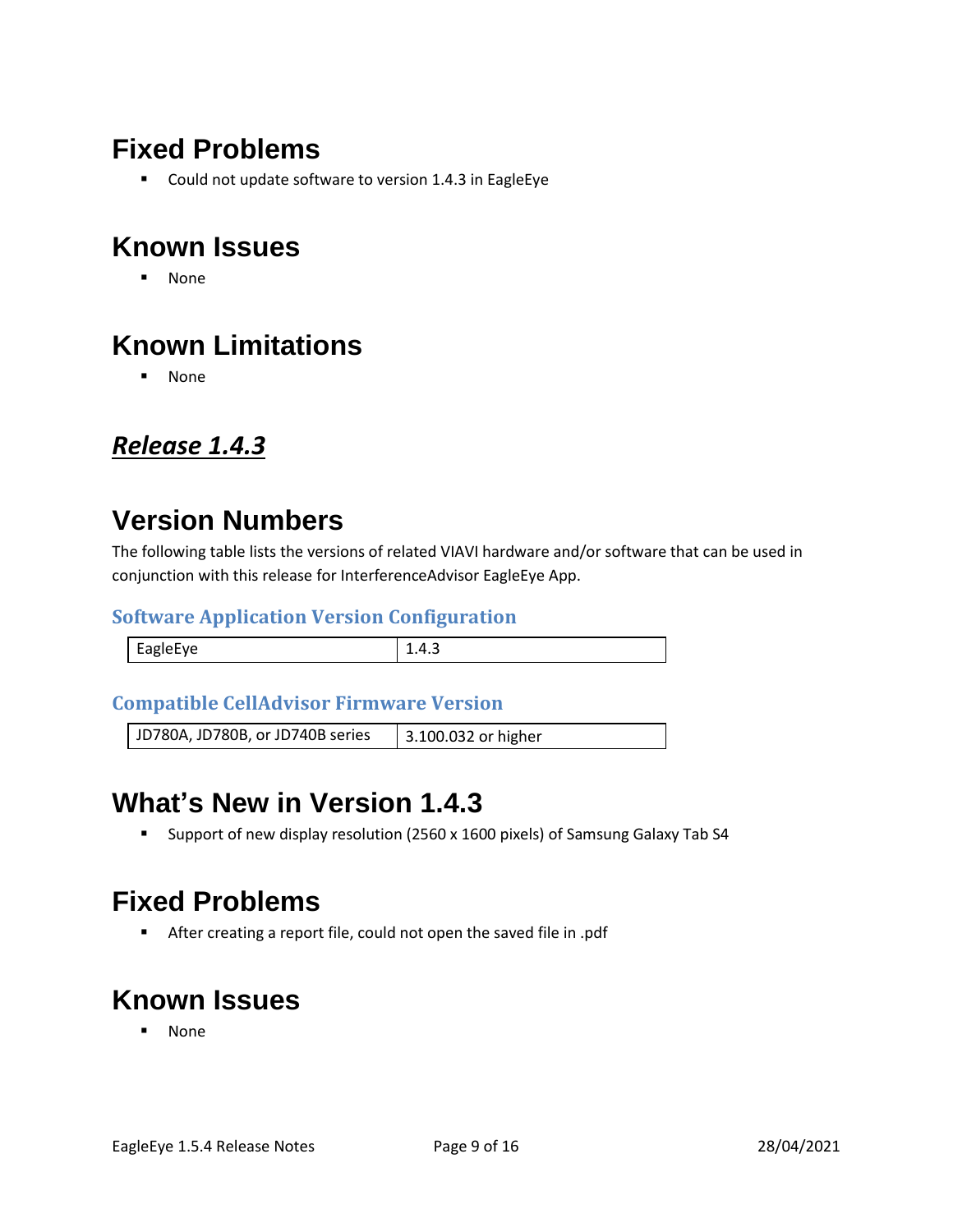## Fixed Problems

- Could not update software to version 1.4.3 in EagleEye

## Known Issues

- None

## Known Limitations

- None

# ***Release 1.4.3***

## Version Numbers

The following table lists the versions of related VIAVI hardware and/or software that can be used in conjunction with this release for InterferenceAdvisor EagleEye App.

### Software Application Version Configuration

| EagleEye | 1.4.3 |
|---|---|

### Compatible CellAdvisor Firmware Version

| JD780A, JD780B, or JD740B series | 3.100.032 or higher |
|---|---|

## What's New in Version 1.4.3

- Support of new display resolution (2560 x 1600 pixels) of Samsung Galaxy Tab S4

## Fixed Problems

- After creating a report file, could not open the saved file in .pdf

## Known Issues

- None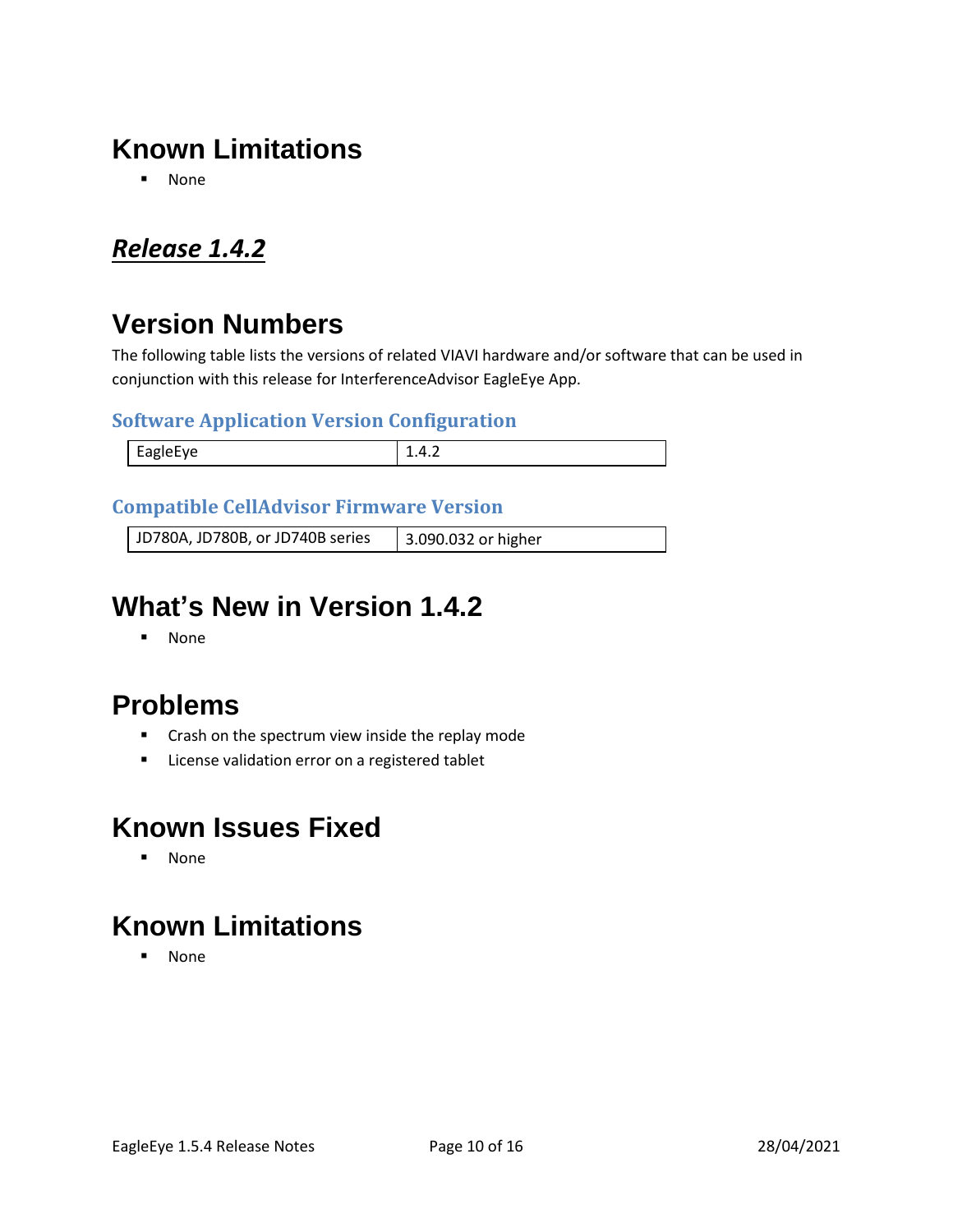# Known Limitations

- None

## ***Release 1.4.2***

# Version Numbers

The following table lists the versions of related VIAVI hardware and/or software that can be used in conjunction with this release for InterferenceAdvisor EagleEye App.

### Software Application Version Configuration

| EagleEye | 1.4.2 |
|---|---|

### Compatible CellAdvisor Firmware Version

| JD780A, JD780B, or JD740B series | 3.090.032 or higher |
|---|---|

# What's New in Version 1.4.2

- None

# Problems

- Crash on the spectrum view inside the replay mode
- License validation error on a registered tablet

# Known Issues Fixed

- None

# Known Limitations

- None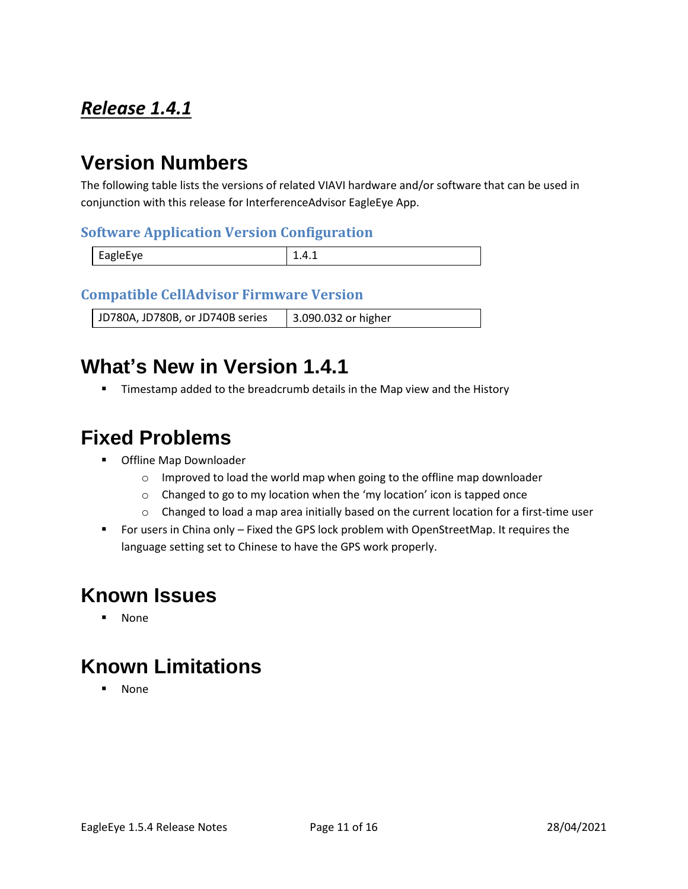# ***Release 1.4.1***

## Version Numbers

The following table lists the versions of related VIAVI hardware and/or software that can be used in conjunction with this release for InterferenceAdvisor EagleEye App.

### Software Application Version Configuration

| EagleEye | 1.4.1 |
|---|---|

### Compatible CellAdvisor Firmware Version

| JD780A, JD780B, or JD740B series | 3.090.032 or higher |
|---|---|

## What's New in Version 1.4.1

- Timestamp added to the breadcrumb details in the Map view and the History

## Fixed Problems

- Offline Map Downloader
  - Improved to load the world map when going to the offline map downloader
  - Changed to go to my location when the 'my location' icon is tapped once
  - Changed to load a map area initially based on the current location for a first-time user
- For users in China only – Fixed the GPS lock problem with OpenStreetMap. It requires the language setting set to Chinese to have the GPS work properly.

## Known Issues

- None

## Known Limitations

- None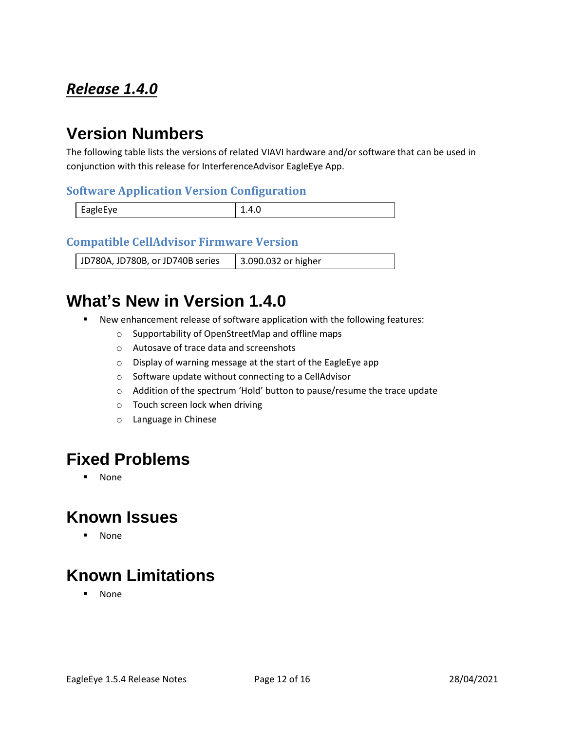# ***Release 1.4.0***

## Version Numbers

The following table lists the versions of related VIAVI hardware and/or software that can be used in conjunction with this release for InterferenceAdvisor EagleEye App.

### Software Application Version Configuration

| EagleEye | 1.4.0 |
|---|---|

### Compatible CellAdvisor Firmware Version

| JD780A, JD780B, or JD740B series | 3.090.032 or higher |
|---|---|

## What's New in Version 1.4.0

- New enhancement release of software application with the following features:
  - Supportability of OpenStreetMap and offline maps
  - Autosave of trace data and screenshots
  - Display of warning message at the start of the EagleEye app
  - Software update without connecting to a CellAdvisor
  - Addition of the spectrum 'Hold' button to pause/resume the trace update
  - Touch screen lock when driving
  - Language in Chinese

## Fixed Problems

- None

## Known Issues

- None

## Known Limitations

- None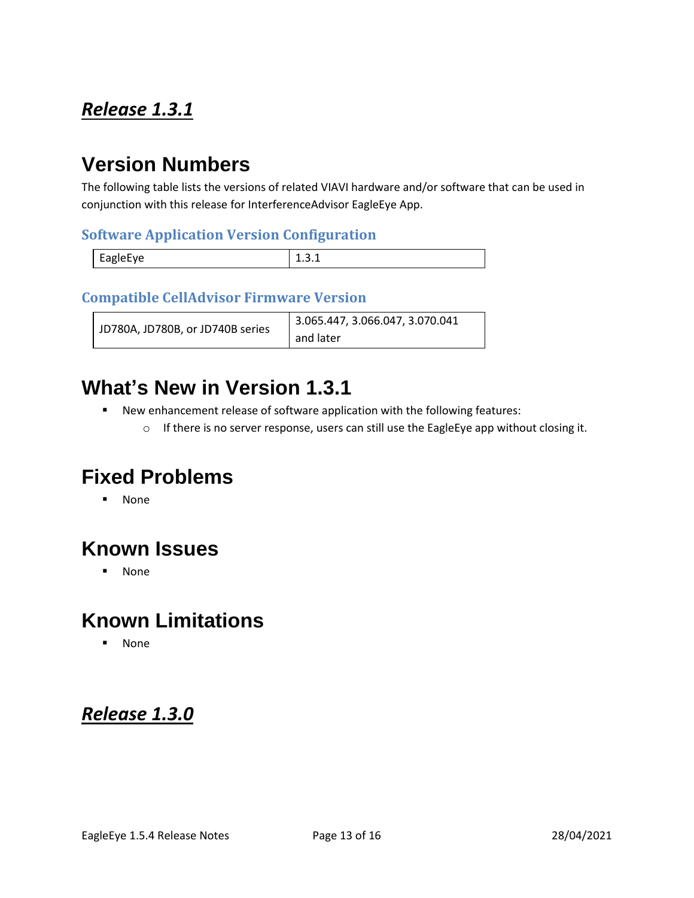## ***Release 1.3.1***

# Version Numbers

The following table lists the versions of related VIAVI hardware and/or software that can be used in conjunction with this release for InterferenceAdvisor EagleEye App.

### Software Application Version Configuration

| EagleEye | 1.3.1 |
|---|---|

### Compatible CellAdvisor Firmware Version

| JD780A, JD780B, or JD740B series | 3.065.447, 3.066.047, 3.070.041 and later |
|---|---|

# What's New in Version 1.3.1

- New enhancement release of software application with the following features:
  - If there is no server response, users can still use the EagleEye app without closing it.

# Fixed Problems

- None

# Known Issues

- None

# Known Limitations

- None

## ***Release 1.3.0***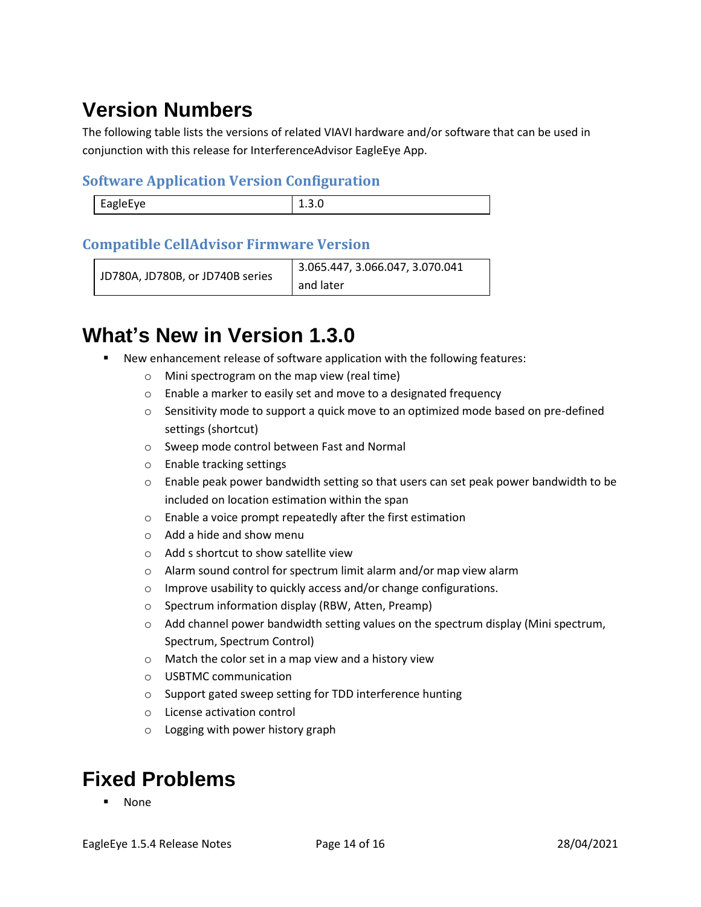# Version Numbers

The following table lists the versions of related VIAVI hardware and/or software that can be used in conjunction with this release for InterferenceAdvisor EagleEye App.

### Software Application Version Configuration

| EagleEye | 1.3.0 |
|---|---|

### Compatible CellAdvisor Firmware Version

| JD780A, JD780B, or JD740B series | 3.065.447, 3.066.047, 3.070.041 and later |
|---|---|

# What's New in Version 1.3.0

- New enhancement release of software application with the following features:
  - Mini spectrogram on the map view (real time)
  - Enable a marker to easily set and move to a designated frequency
  - Sensitivity mode to support a quick move to an optimized mode based on pre-defined settings (shortcut)
  - Sweep mode control between Fast and Normal
  - Enable tracking settings
  - Enable peak power bandwidth setting so that users can set peak power bandwidth to be included on location estimation within the span
  - Enable a voice prompt repeatedly after the first estimation
  - Add a hide and show menu
  - Add s shortcut to show satellite view
  - Alarm sound control for spectrum limit alarm and/or map view alarm
  - Improve usability to quickly access and/or change configurations.
  - Spectrum information display (RBW, Atten, Preamp)
  - Add channel power bandwidth setting values on the spectrum display (Mini spectrum, Spectrum, Spectrum Control)
  - Match the color set in a map view and a history view
  - USBTMC communication
  - Support gated sweep setting for TDD interference hunting
  - License activation control
  - Logging with power history graph

# Fixed Problems

- None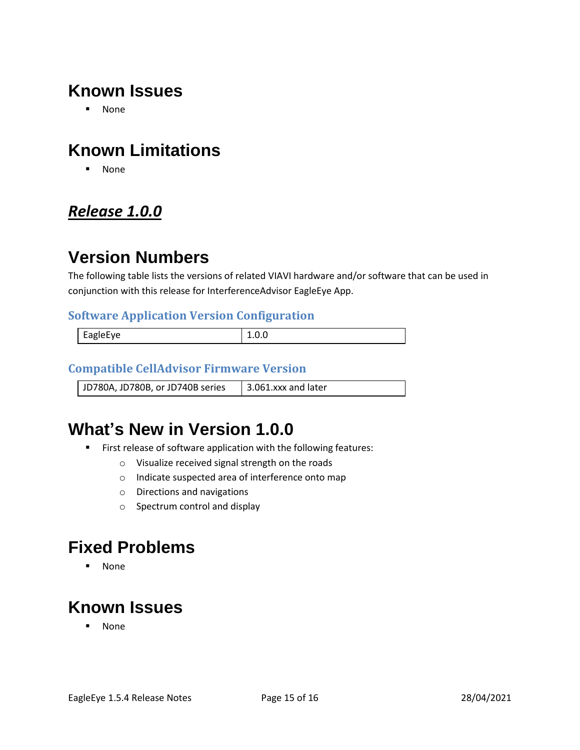# Known Issues

- None

# Known Limitations

- None

## ***Release 1.0.0***

# Version Numbers

The following table lists the versions of related VIAVI hardware and/or software that can be used in conjunction with this release for InterferenceAdvisor EagleEye App.

### Software Application Version Configuration

| EagleEye | 1.0.0 |
|---|---|

### Compatible CellAdvisor Firmware Version

| JD780A, JD780B, or JD740B series | 3.061.xxx and later |
|---|---|

# What's New in Version 1.0.0

- First release of software application with the following features:
  - Visualize received signal strength on the roads
  - Indicate suspected area of interference onto map
  - Directions and navigations
  - Spectrum control and display

# Fixed Problems

- None

# Known Issues

- None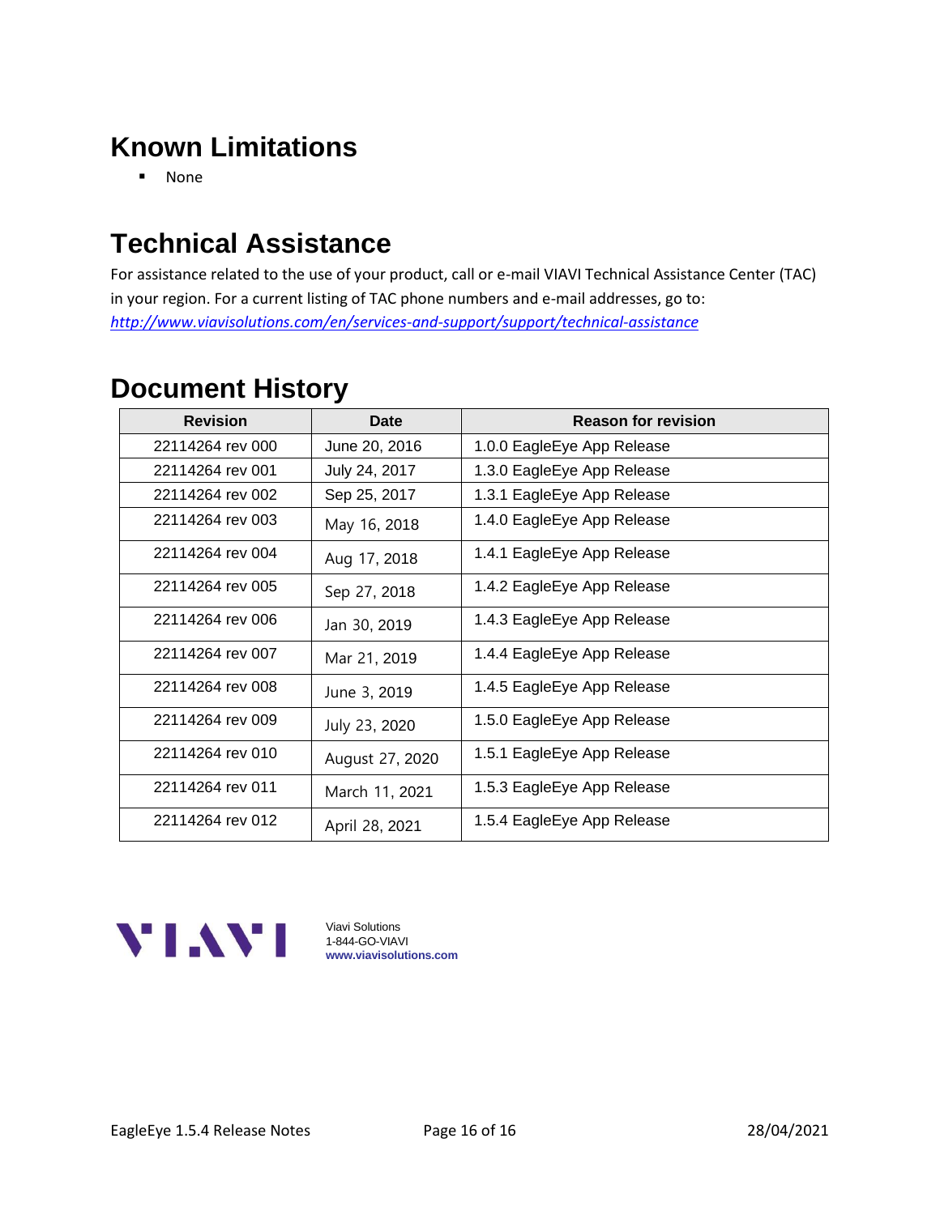## Known Limitations

- None

## Technical Assistance

For assistance related to the use of your product, call or e-mail VIAVI Technical Assistance Center (TAC) in your region. For a current listing of TAC phone numbers and e-mail addresses, go to: *http://www.viavisolutions.com/en/services-and-support/support/technical-assistance*

## Document History

| Revision | Date | Reason for revision |
|---|---|---|
| 22114264 rev 000 | June 20, 2016 | 1.0.0 EagleEye App Release |
| 22114264 rev 001 | July 24, 2017 | 1.3.0 EagleEye App Release |
| 22114264 rev 002 | Sep 25, 2017 | 1.3.1 EagleEye App Release |
| 22114264 rev 003 | May 16, 2018 | 1.4.0 EagleEye App Release |
| 22114264 rev 004 | Aug 17, 2018 | 1.4.1 EagleEye App Release |
| 22114264 rev 005 | Sep 27, 2018 | 1.4.2 EagleEye App Release |
| 22114264 rev 006 | Jan 30, 2019 | 1.4.3 EagleEye App Release |
| 22114264 rev 007 | Mar 21, 2019 | 1.4.4 EagleEye App Release |
| 22114264 rev 008 | June 3, 2019 | 1.4.5 EagleEye App Release |
| 22114264 rev 009 | July 23, 2020 | 1.5.0 EagleEye App Release |
| 22114264 rev 010 | August 27, 2020 | 1.5.1 EagleEye App Release |
| 22114264 rev 011 | March 11, 2021 | 1.5.3 EagleEye App Release |
| 22114264 rev 012 | April 28, 2021 | 1.5.4 EagleEye App Release |

VIAVI

Viavi Solutions
1-844-GO-VIAVI
**www.viavisolutions.com**